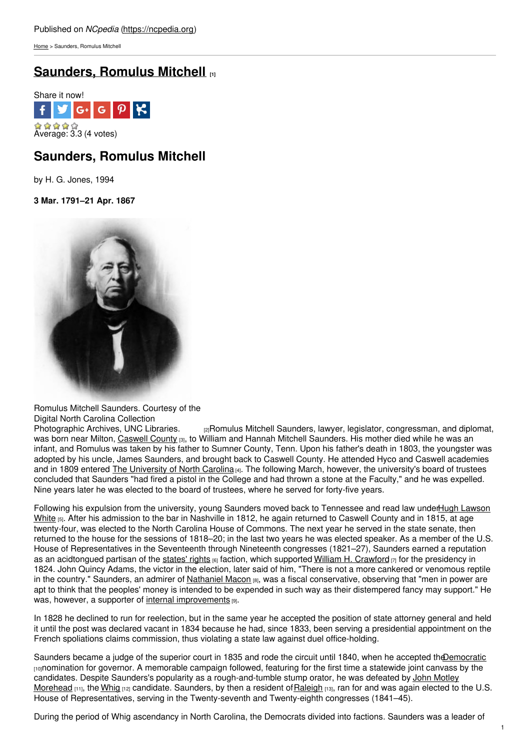Published on *NCpedia* (https://ncpedia.org)

Home > Saunders, Romulus Mitchell

# Saunders, Romulus Mitchell [1]

Share it now!

Average: 3.3 (4 votes)

## Saunders, Romulus Mitchell

by H. G. Jones, 1994

**3 Mar. 1791–21 Apr. 1867**

Romulus Mitchell Saunders. Courtesy of the Digital North Carolina Collection Photographic Archives, UNC Libraries. [2]

Romulus Mitchell Saunders, lawyer, legislator, congressman, and diplomat, was born near Milton, Caswell County [3], to William and Hannah Mitchell Saunders. His mother died while he was an infant, and Romulus was taken by his father to Sumner County, Tenn. Upon his father's death in 1803, the youngster was adopted by his uncle, James Saunders, and brought back to Caswell County. He attended Hyco and Caswell academies and in 1809 entered The University of North Carolina [4]. The following March, however, the university's board of trustees concluded that Saunders "had fired a pistol in the College and had thrown a stone at the Faculty," and he was expelled. Nine years later he was elected to the board of trustees, where he served for forty-five years.

Following his expulsion from the university, young Saunders moved back to Tennessee and read law under Hugh Lawson White [5]. After his admission to the bar in Nashville in 1812, he again returned to Caswell County and in 1815, at age twenty-four, was elected to the North Carolina House of Commons. The next year he served in the state senate, then returned to the house for the sessions of 1818–20; in the last two years he was elected speaker. As a member of the U.S. House of Representatives in the Seventeenth through Nineteenth congresses (1821–27), Saunders earned a reputation as an acidtongued partisan of the states' rights [6] faction, which supported William H. Crawford [7] for the presidency in 1824. John Quincy Adams, the victor in the election, later said of him, "There is not a more cankered or venomous reptile in the country." Saunders, an admirer of Nathaniel Macon [8], was a fiscal conservative, observing that "men in power are apt to think that the peoples' money is intended to be expended in such way as their distempered fancy may support." He was, however, a supporter of internal improvements [9].

In 1828 he declined to run for reelection, but in the same year he accepted the position of state attorney general and held it until the post was declared vacant in 1834 because he had, since 1833, been serving a presidential appointment on the French spoliations claims commission, thus violating a state law against duel office-holding.

Saunders became a judge of the superior court in 1835 and rode the circuit until 1840, when he accepted the Democratic [10] nomination for governor. A memorable campaign followed, featuring for the first time a statewide joint canvass by the candidates. Despite Saunders's popularity as a rough-and-tumble stump orator, he was defeated by John Motley Morehead [11], the Whig [12] candidate. Saunders, by then a resident of Raleigh [13], ran for and was again elected to the U.S. House of Representatives, serving in the Twenty-seventh and Twenty-eighth congresses (1841–45).

During the period of Whig ascendancy in North Carolina, the Democrats divided into factions. Saunders was a leader of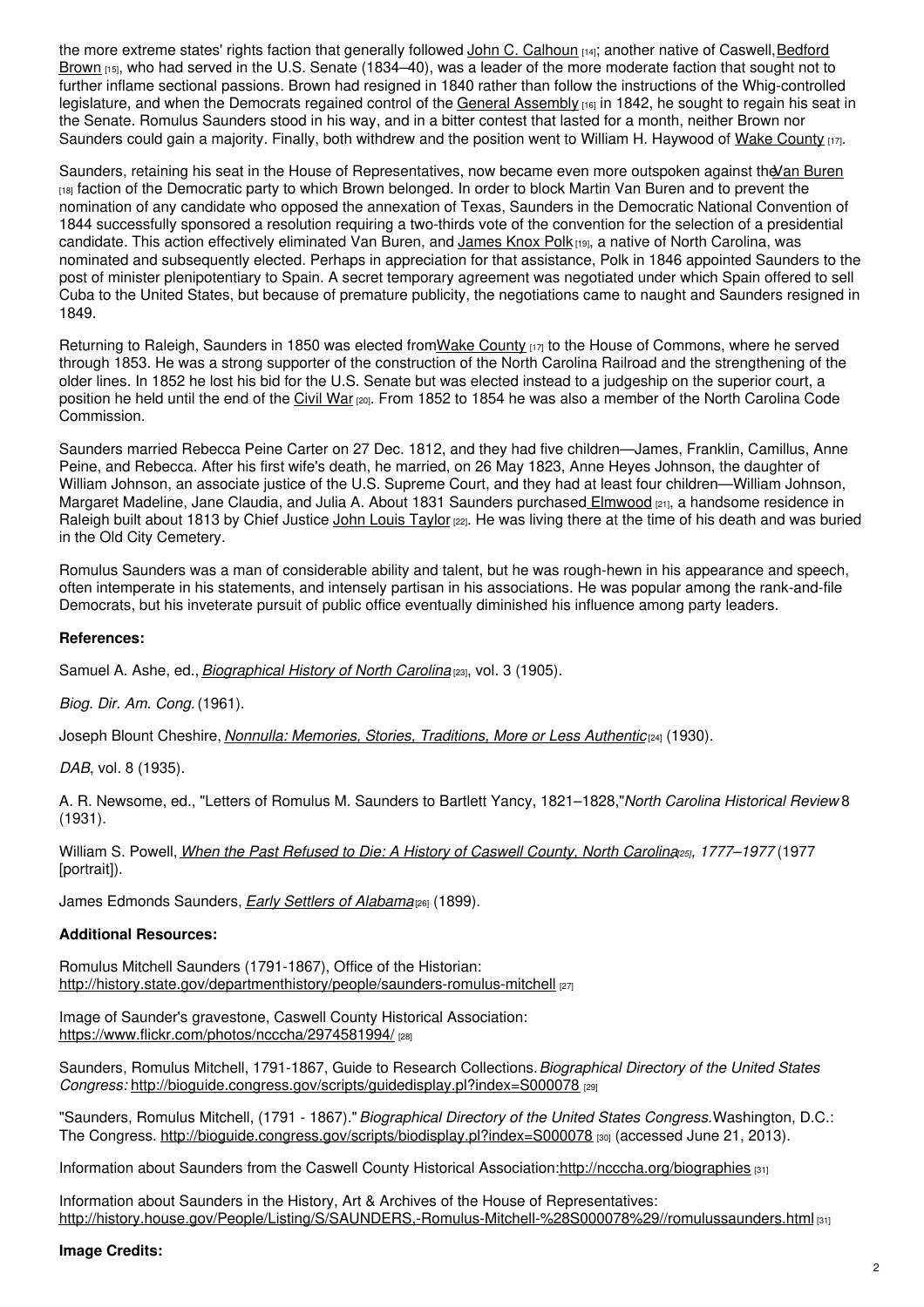the more extreme states' rights faction that generally followed John C. Calhoun [14]; another native of Caswell, Bedford Brown [15], who had served in the U.S. Senate (1834–40), was a leader of the more moderate faction that sought not to further inflame sectional passions. Brown had resigned in 1840 rather than follow the instructions of the Whig-controlled legislature, and when the Democrats regained control of the General Assembly [16] in 1842, he sought to regain his seat in the Senate. Romulus Saunders stood in his way, and in a bitter contest that lasted for a month, neither Brown nor Saunders could gain a majority. Finally, both withdrew and the position went to William H. Haywood of Wake County [17].

Saunders, retaining his seat in the House of Representatives, now became even more outspoken against the Van Buren [18] faction of the Democratic party to which Brown belonged. In order to block Martin Van Buren and to prevent the nomination of any candidate who opposed the annexation of Texas, Saunders in the Democratic National Convention of 1844 successfully sponsored a resolution requiring a two-thirds vote of the convention for the selection of a presidential candidate. This action effectively eliminated Van Buren, and James Knox Polk [19], a native of North Carolina, was nominated and subsequently elected. Perhaps in appreciation for that assistance, Polk in 1846 appointed Saunders to the post of minister plenipotentiary to Spain. A secret temporary agreement was negotiated under which Spain offered to sell Cuba to the United States, but because of premature publicity, the negotiations came to naught and Saunders resigned in 1849.

Returning to Raleigh, Saunders in 1850 was elected from Wake County [17] to the House of Commons, where he served through 1853. He was a strong supporter of the construction of the North Carolina Railroad and the strengthening of the older lines. In 1852 he lost his bid for the U.S. Senate but was elected instead to a judgeship on the superior court, a position he held until the end of the Civil War [20]. From 1852 to 1854 he was also a member of the North Carolina Code Commission.

Saunders married Rebecca Peine Carter on 27 Dec. 1812, and they had five children—James, Franklin, Camillus, Anne Peine, and Rebecca. After his first wife's death, he married, on 26 May 1823, Anne Heyes Johnson, the daughter of William Johnson, an associate justice of the U.S. Supreme Court, and they had at least four children—William Johnson, Margaret Madeline, Jane Claudia, and Julia A. About 1831 Saunders purchased Elmwood [21], a handsome residence in Raleigh built about 1813 by Chief Justice John Louis Taylor [22]. He was living there at the time of his death and was buried in the Old City Cemetery.

Romulus Saunders was a man of considerable ability and talent, but he was rough-hewn in his appearance and speech, often intemperate in his statements, and intensely partisan in his associations. He was popular among the rank-and-file Democrats, but his inveterate pursuit of public office eventually diminished his influence among party leaders.

**References:**

Samuel A. Ashe, ed., *Biographical History of North Carolina* [23], vol. 3 (1905).

*Biog. Dir. Am. Cong.* (1961).

Joseph Blount Cheshire, *Nonnulla: Memories, Stories, Traditions, More or Less Authentic* [24] (1930).

*DAB*, vol. 8 (1935).

A. R. Newsome, ed., "Letters of Romulus M. Saunders to Bartlett Yancy, 1821–1828," *North Carolina Historical Review* 8 (1931).

William S. Powell, *When the Past Refused to Die: A History of Caswell County, North Carolina* [25], *1777–1977* (1977 [portrait]).

James Edmonds Saunders, *Early Settlers of Alabama* [26] (1899).

**Additional Resources:**

Romulus Mitchell Saunders (1791-1867), Office of the Historian: http://history.state.gov/departmenthistory/people/saunders-romulus-mitchell [27]

Image of Saunder's gravestone, Caswell County Historical Association: https://www.flickr.com/photos/ncccha/2974581994/ [28]

Saunders, Romulus Mitchell, 1791-1867, Guide to Research Collections. *Biographical Directory of the United States Congress:* http://bioguide.congress.gov/scripts/guidedisplay.pl?index=S000078 [29]

"Saunders, Romulus Mitchell, (1791 - 1867)." *Biographical Directory of the United States Congress.* Washington, D.C.: The Congress. http://bioguide.congress.gov/scripts/biodisplay.pl?index=S000078 [30] (accessed June 21, 2013).

Information about Saunders from the Caswell County Historical Association: http://ncccha.org/biographies [31]

Information about Saunders in the History, Art & Archives of the House of Representatives: http://history.house.gov/People/Listing/S/SAUNDERS,-Romulus-Mitchell-%28S000078%29//romulussaunders.html [31]

**Image Credits:**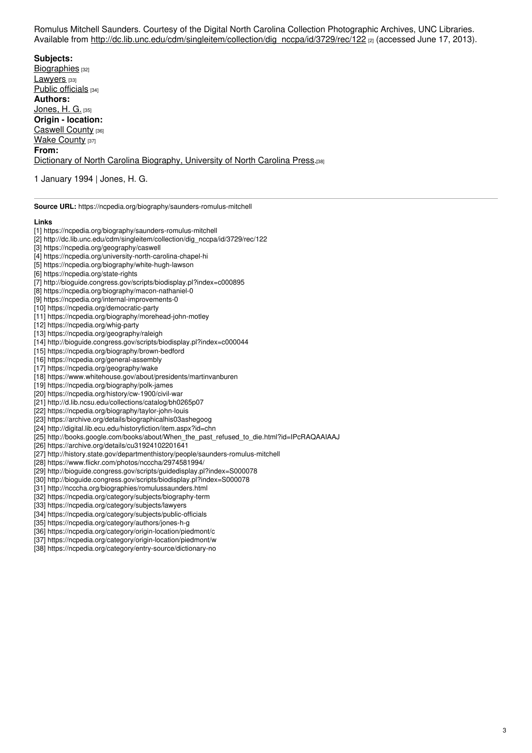Romulus Mitchell Saunders. Courtesy of the Digital North Carolina Collection Photographic Archives, UNC Libraries. Available from http://dc.lib.unc.edu/cdm/singleitem/collection/dig_nccpa/id/3729/rec/122 [2] (accessed June 17, 2013).

**Subjects:**
Biographies [32]
Lawyers [33]
Public officials [34]
**Authors:**
Jones, H. G. [35]
**Origin - location:**
Caswell County [36]
Wake County [37]
**From:**
Dictionary of North Carolina Biography, University of North Carolina Press.[38]

1 January 1994 | Jones, H. G.

---

**Source URL:** https://ncpedia.org/biography/saunders-romulus-mitchell

**Links**

[1] https://ncpedia.org/biography/saunders-romulus-mitchell
[2] http://dc.lib.unc.edu/cdm/singleitem/collection/dig_nccpa/id/3729/rec/122
[3] https://ncpedia.org/geography/caswell
[4] https://ncpedia.org/university-north-carolina-chapel-hi
[5] https://ncpedia.org/biography/white-hugh-lawson
[6] https://ncpedia.org/state-rights
[7] http://bioguide.congress.gov/scripts/biodisplay.pl?index=c000895
[8] https://ncpedia.org/biography/macon-nathaniel-0
[9] https://ncpedia.org/internal-improvements-0
[10] https://ncpedia.org/democratic-party
[11] https://ncpedia.org/biography/morehead-john-motley
[12] https://ncpedia.org/whig-party
[13] https://ncpedia.org/geography/raleigh
[14] http://bioguide.congress.gov/scripts/biodisplay.pl?index=c000044
[15] https://ncpedia.org/biography/brown-bedford
[16] https://ncpedia.org/general-assembly
[17] https://ncpedia.org/geography/wake
[18] https://www.whitehouse.gov/about/presidents/martinvanburen
[19] https://ncpedia.org/biography/polk-james
[20] https://ncpedia.org/history/cw-1900/civil-war
[21] http://d.lib.ncsu.edu/collections/catalog/bh0265p07
[22] https://ncpedia.org/biography/taylor-john-louis
[23] https://archive.org/details/biographicalhis03ashegoog
[24] http://digital.lib.ecu.edu/historyfiction/item.aspx?id=chn
[25] http://books.google.com/books/about/When_the_past_refused_to_die.html?id=IPcRAQAAIAAJ
[26] https://archive.org/details/cu31924102201641
[27] http://history.state.gov/departmenthistory/people/saunders-romulus-mitchell
[28] https://www.flickr.com/photos/ncccha/2974581994/
[29] http://bioguide.congress.gov/scripts/guidedisplay.pl?index=S000078
[30] http://bioguide.congress.gov/scripts/biodisplay.pl?index=S000078
[31] http://ncccha.org/biographies/romulussaunders.html
[32] https://ncpedia.org/category/subjects/biography-term
[33] https://ncpedia.org/category/subjects/lawyers
[34] https://ncpedia.org/category/subjects/public-officials
[35] https://ncpedia.org/category/authors/jones-h-g
[36] https://ncpedia.org/category/origin-location/piedmont/c
[37] https://ncpedia.org/category/origin-location/piedmont/w
[38] https://ncpedia.org/category/entry-source/dictionary-no